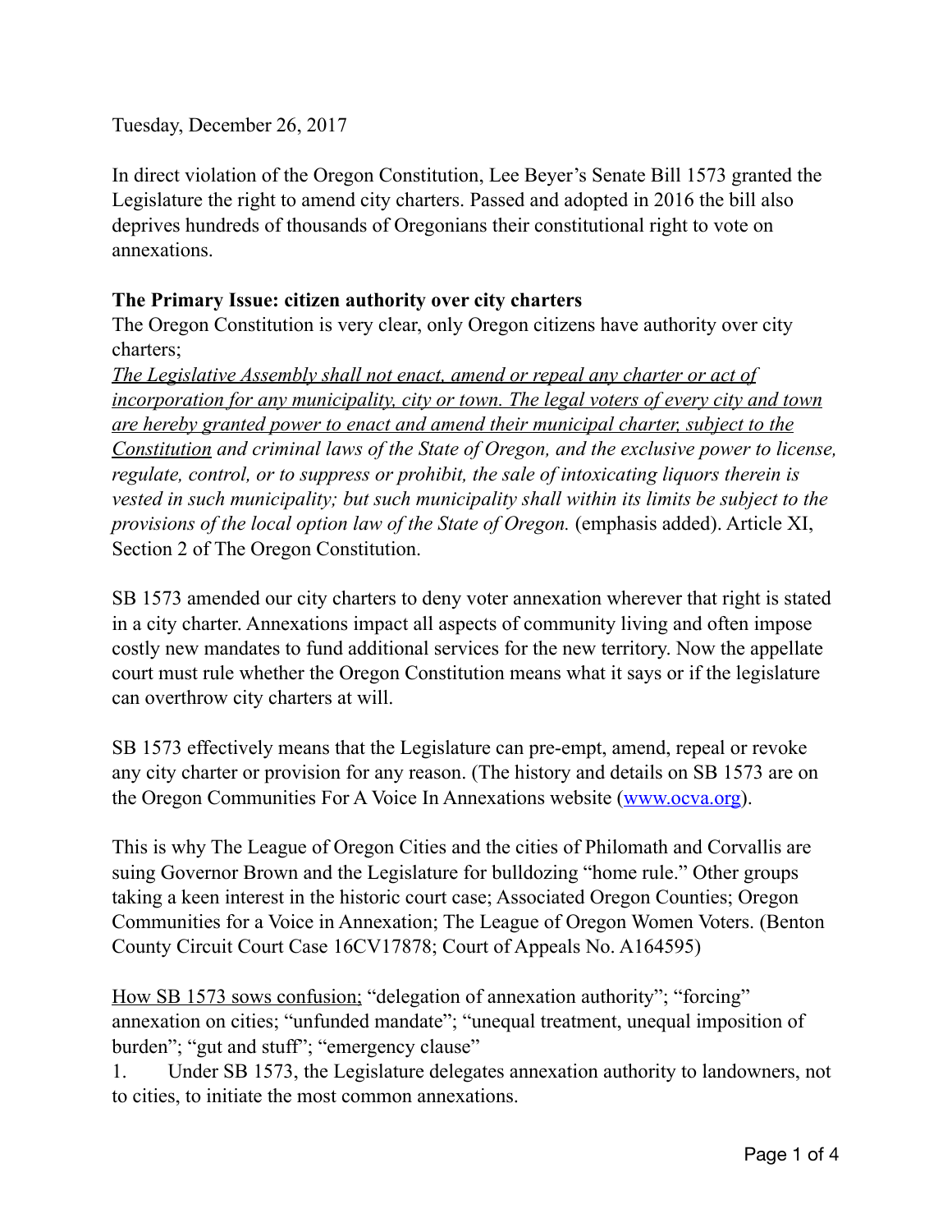Tuesday, December 26, 2017

In direct violation of the Oregon Constitution, Lee Beyer's Senate Bill 1573 granted the Legislature the right to amend city charters. Passed and adopted in 2016 the bill also deprives hundreds of thousands of Oregonians their constitutional right to vote on annexations.

**The Primary Issue: citizen authority over city charters**

The Oregon Constitution is very clear, only Oregon citizens have authority over city charters;

*<u>The Legislative Assembly shall not enact, amend or repeal any charter or act of incorporation for any municipality, city or town. The legal voters of every city and town are hereby granted power to enact and amend their municipal charter, subject to the Constitution</u> and criminal laws of the State of Oregon, and the exclusive power to license, regulate, control, or to suppress or prohibit, the sale of intoxicating liquors therein is vested in such municipality; but such municipality shall within its limits be subject to the provisions of the local option law of the State of Oregon.* (emphasis added). Article XI, Section 2 of The Oregon Constitution.

SB 1573 amended our city charters to deny voter annexation wherever that right is stated in a city charter. Annexations impact all aspects of community living and often impose costly new mandates to fund additional services for the new territory. Now the appellate court must rule whether the Oregon Constitution means what it says or if the legislature can overthrow city charters at will.

SB 1573 effectively means that the Legislature can pre-empt, amend, repeal or revoke any city charter or provision for any reason. (The history and details on SB 1573 are on the Oregon Communities For A Voice In Annexations website (www.ocva.org).

This is why The League of Oregon Cities and the cities of Philomath and Corvallis are suing Governor Brown and the Legislature for bulldozing "home rule." Other groups taking a keen interest in the historic court case; Associated Oregon Counties; Oregon Communities for a Voice in Annexation; The League of Oregon Women Voters. (Benton County Circuit Court Case 16CV17878; Court of Appeals No. A164595)

<u>How SB 1573 sows confusion;</u> "delegation of annexation authority"; "forcing" annexation on cities; "unfunded mandate"; "unequal treatment, unequal imposition of burden"; "gut and stuff"; "emergency clause"

1. Under SB 1573, the Legislature delegates annexation authority to landowners, not to cities, to initiate the most common annexations.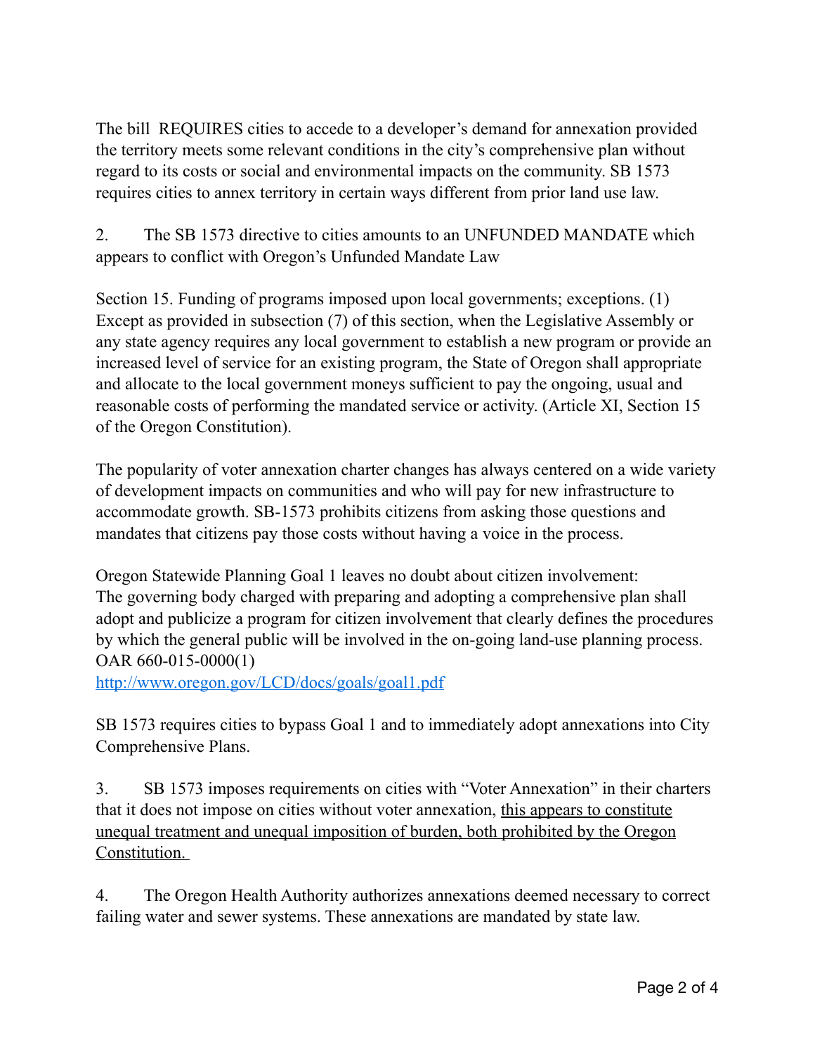The bill REQUIRES cities to accede to a developer's demand for annexation provided the territory meets some relevant conditions in the city's comprehensive plan without regard to its costs or social and environmental impacts on the community. SB 1573 requires cities to annex territory in certain ways different from prior land use law.

2. The SB 1573 directive to cities amounts to an UNFUNDED MANDATE which appears to conflict with Oregon's Unfunded Mandate Law

Section 15. Funding of programs imposed upon local governments; exceptions. (1) Except as provided in subsection (7) of this section, when the Legislative Assembly or any state agency requires any local government to establish a new program or provide an increased level of service for an existing program, the State of Oregon shall appropriate and allocate to the local government moneys sufficient to pay the ongoing, usual and reasonable costs of performing the mandated service or activity. (Article XI, Section 15 of the Oregon Constitution).

The popularity of voter annexation charter changes has always centered on a wide variety of development impacts on communities and who will pay for new infrastructure to accommodate growth. SB-1573 prohibits citizens from asking those questions and mandates that citizens pay those costs without having a voice in the process.

Oregon Statewide Planning Goal 1 leaves no doubt about citizen involvement:
The governing body charged with preparing and adopting a comprehensive plan shall adopt and publicize a program for citizen involvement that clearly defines the procedures by which the general public will be involved in the on-going land-use planning process. OAR 660-015-0000(1)
[http://www.oregon.gov/LCD/docs/goals/goal1.pdf](http://www.oregon.gov/LCD/docs/goals/goal1.pdf)

SB 1573 requires cities to bypass Goal 1 and to immediately adopt annexations into City Comprehensive Plans.

3. SB 1573 imposes requirements on cities with "Voter Annexation" in their charters that it does not impose on cities without voter annexation, <u>this appears to constitute unequal treatment and unequal imposition of burden, both prohibited by the Oregon Constitution.</u>

4. The Oregon Health Authority authorizes annexations deemed necessary to correct failing water and sewer systems. These annexations are mandated by state law.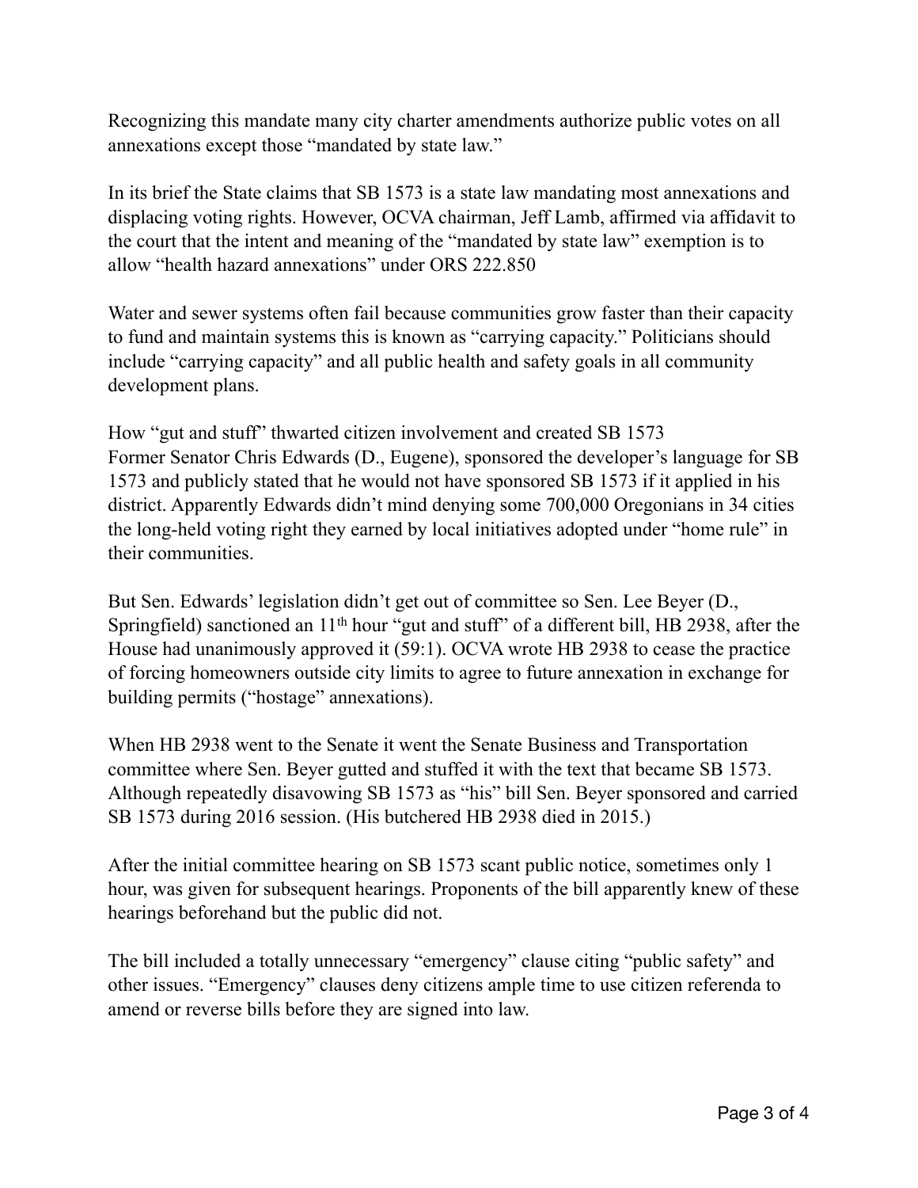Recognizing this mandate many city charter amendments authorize public votes on all annexations except those "mandated by state law."

In its brief the State claims that SB 1573 is a state law mandating most annexations and displacing voting rights. However, OCVA chairman, Jeff Lamb, affirmed via affidavit to the court that the intent and meaning of the "mandated by state law" exemption is to allow "health hazard annexations" under ORS 222.850

Water and sewer systems often fail because communities grow faster than their capacity to fund and maintain systems this is known as "carrying capacity." Politicians should include "carrying capacity" and all public health and safety goals in all community development plans.

How "gut and stuff" thwarted citizen involvement and created SB 1573
Former Senator Chris Edwards (D., Eugene), sponsored the developer's language for SB 1573 and publicly stated that he would not have sponsored SB 1573 if it applied in his district. Apparently Edwards didn't mind denying some 700,000 Oregonians in 34 cities the long-held voting right they earned by local initiatives adopted under "home rule" in their communities.

But Sen. Edwards' legislation didn't get out of committee so Sen. Lee Beyer (D., Springfield) sanctioned an 11th hour "gut and stuff" of a different bill, HB 2938, after the House had unanimously approved it (59:1). OCVA wrote HB 2938 to cease the practice of forcing homeowners outside city limits to agree to future annexation in exchange for building permits ("hostage" annexations).

When HB 2938 went to the Senate it went the Senate Business and Transportation committee where Sen. Beyer gutted and stuffed it with the text that became SB 1573. Although repeatedly disavowing SB 1573 as "his" bill Sen. Beyer sponsored and carried SB 1573 during 2016 session. (His butchered HB 2938 died in 2015.)

After the initial committee hearing on SB 1573 scant public notice, sometimes only 1 hour, was given for subsequent hearings. Proponents of the bill apparently knew of these hearings beforehand but the public did not.

The bill included a totally unnecessary "emergency" clause citing "public safety" and other issues. "Emergency" clauses deny citizens ample time to use citizen referenda to amend or reverse bills before they are signed into law.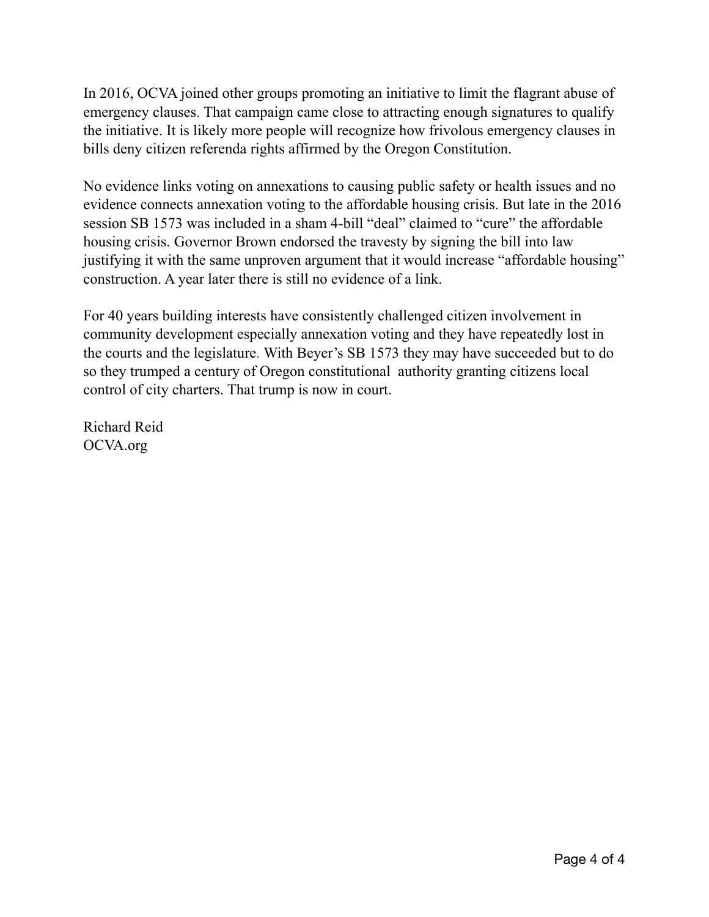In 2016, OCVA joined other groups promoting an initiative to limit the flagrant abuse of emergency clauses. That campaign came close to attracting enough signatures to qualify the initiative. It is likely more people will recognize how frivolous emergency clauses in bills deny citizen referenda rights affirmed by the Oregon Constitution.

No evidence links voting on annexations to causing public safety or health issues and no evidence connects annexation voting to the affordable housing crisis. But late in the 2016 session SB 1573 was included in a sham 4-bill "deal" claimed to "cure" the affordable housing crisis. Governor Brown endorsed the travesty by signing the bill into law justifying it with the same unproven argument that it would increase "affordable housing" construction. A year later there is still no evidence of a link.

For 40 years building interests have consistently challenged citizen involvement in community development especially annexation voting and they have repeatedly lost in the courts and the legislature. With Beyer's SB 1573 they may have succeeded but to do so they trumped a century of Oregon constitutional authority granting citizens local control of city charters. That trump is now in court.

Richard Reid
OCVA.org